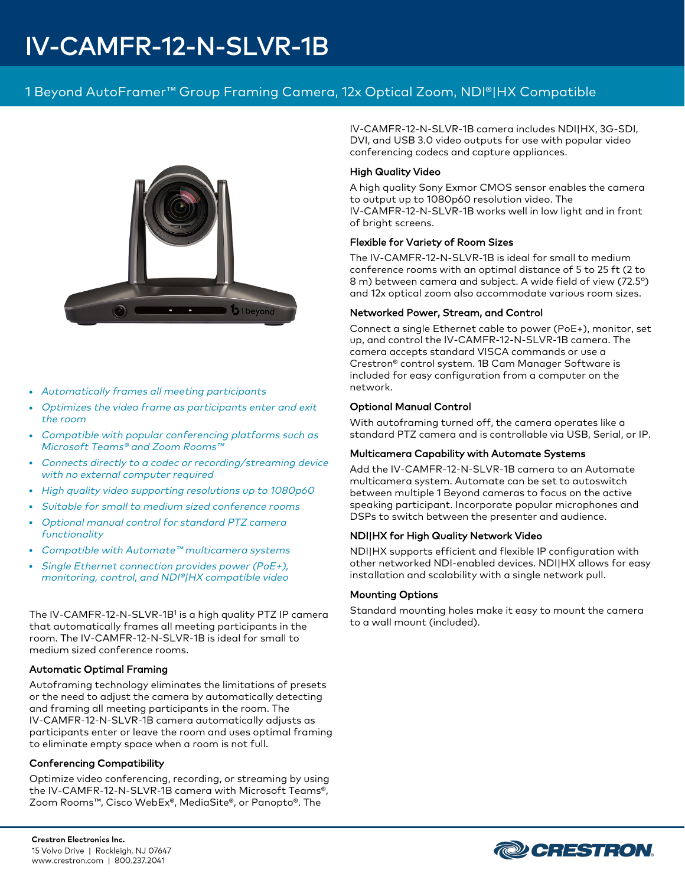# IV-CAMFR-12-N-SLVR-1B

## 1 Beyond AutoFramer™ Group Framing Camera, 12x Optical Zoom, NDI®|HX Compatible

- *Automatically frames all meeting participants*
- *Optimizes the video frame as participants enter and exit the room*
- *Compatible with popular conferencing platforms such as Microsoft Teams® and Zoom Rooms™*
- *Connects directly to a codec or recording/streaming device with no external computer required*
- *High quality video supporting resolutions up to 1080p60*
- *Suitable for small to medium sized conference rooms*
- *Optional manual control for standard PTZ camera functionality*
- *Compatible with Automate™ multicamera systems*
- *Single Ethernet connection provides power (PoE+), monitoring, control, and NDI®|HX compatible video*

The IV-CAMFR-12-N-SLVR-1B[1] is a high quality PTZ IP camera that automatically frames all meeting participants in the room. The IV-CAMFR-12-N-SLVR-1B is ideal for small to medium sized conference rooms.

### Automatic Optimal Framing

Autoframing technology eliminates the limitations of presets or the need to adjust the camera by automatically detecting and framing all meeting participants in the room. The IV-CAMFR-12-N-SLVR-1B camera automatically adjusts as participants enter or leave the room and uses optimal framing to eliminate empty space when a room is not full.

### Conferencing Compatibility

Optimize video conferencing, recording, or streaming by using the IV-CAMFR-12-N-SLVR-1B camera with Microsoft Teams®, Zoom Rooms™, Cisco WebEx®, MediaSite®, or Panopto®. The IV-CAMFR-12-N-SLVR-1B camera includes NDI|HX, 3G-SDI, DVI, and USB 3.0 video outputs for use with popular video conferencing codecs and capture appliances.

### High Quality Video

A high quality Sony Exmor CMOS sensor enables the camera to output up to 1080p60 resolution video. The IV-CAMFR-12-N-SLVR-1B works well in low light and in front of bright screens.

### Flexible for Variety of Room Sizes

The IV-CAMFR-12-N-SLVR-1B is ideal for small to medium conference rooms with an optimal distance of 5 to 25 ft (2 to 8 m) between camera and subject. A wide field of view (72.5°) and 12x optical zoom also accommodate various room sizes.

### Networked Power, Stream, and Control

Connect a single Ethernet cable to power (PoE+), monitor, set up, and control the IV-CAMFR-12-N-SLVR-1B camera. The camera accepts standard VISCA commands or use a Crestron® control system. 1B Cam Manager Software is included for easy configuration from a computer on the network.

### Optional Manual Control

With autoframing turned off, the camera operates like a standard PTZ camera and is controllable via USB, Serial, or IP.

### Multicamera Capability with Automate Systems

Add the IV-CAMFR-12-N-SLVR-1B camera to an Automate multicamera system. Automate can be set to autoswitch between multiple 1 Beyond cameras to focus on the active speaking participant. Incorporate popular microphones and DSPs to switch between the presenter and audience.

### NDI|HX for High Quality Network Video

NDI|HX supports efficient and flexible IP configuration with other networked NDI-enabled devices. NDI|HX allows for easy installation and scalability with a single network pull.

### Mounting Options

Standard mounting holes make it easy to mount the camera to a wall mount (included).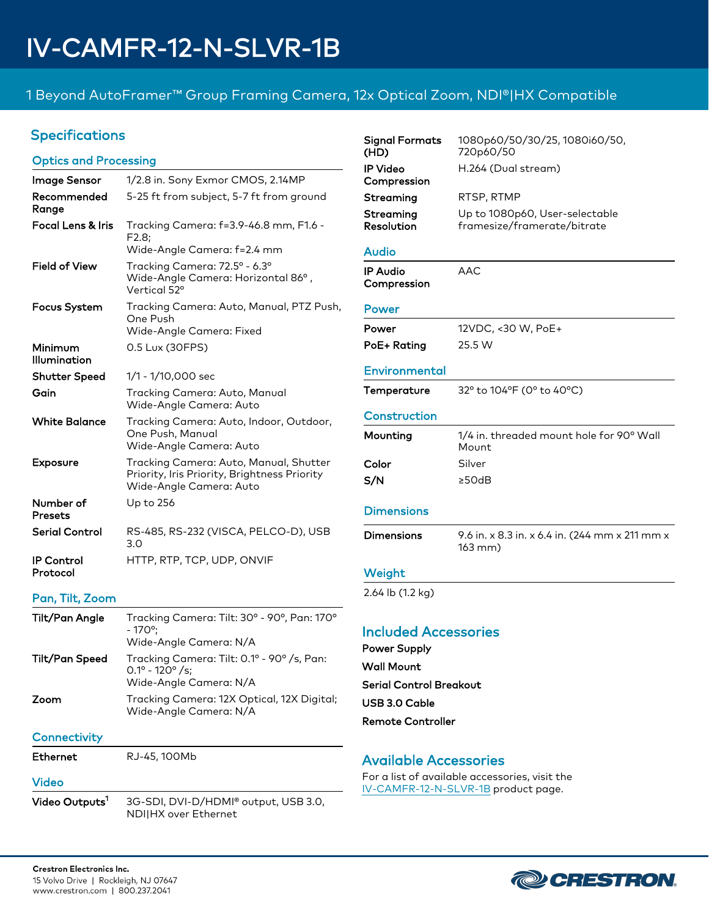# IV-CAMFR-12-N-SLVR-1B

1 Beyond AutoFramer™ Group Framing Camera, 12x Optical Zoom, NDI®|HX Compatible

## Specifications

### Optics and Processing

| | |
|---|---|
| **Image Sensor** | 1/2.8 in. Sony Exmor CMOS, 2.14MP |
| **Recommended Range** | 5-25 ft from subject, 5-7 ft from ground |
| **Focal Lens & Iris** | Tracking Camera: f=3.9-46.8 mm, F1.6 - F2.8;<br>Wide-Angle Camera: f=2.4 mm |
| **Field of View** | Tracking Camera: 72.5° - 6.3°<br>Wide-Angle Camera: Horizontal 86° , Vertical 52° |
| **Focus System** | Tracking Camera: Auto, Manual, PTZ Push, One Push<br>Wide-Angle Camera: Fixed |
| **Minimum Illumination** | 0.5 Lux (30FPS) |
| **Shutter Speed** | 1/1 - 1/10,000 sec |
| **Gain** | Tracking Camera: Auto, Manual<br>Wide-Angle Camera: Auto |
| **White Balance** | Tracking Camera: Auto, Indoor, Outdoor, One Push, Manual<br>Wide-Angle Camera: Auto |
| **Exposure** | Tracking Camera: Auto, Manual, Shutter Priority, Iris Priority, Brightness Priority<br>Wide-Angle Camera: Auto |
| **Number of Presets** | Up to 256 |
| **Serial Control** | RS-485, RS-232 (VISCA, PELCO-D), USB 3.0 |
| **IP Control Protocol** | HTTP, RTP, TCP, UDP, ONVIF |

### Pan, Tilt, Zoom

| | |
|---|---|
| **Tilt/Pan Angle** | Tracking Camera: Tilt: 30° - 90°, Pan: 170° - 170°;<br>Wide-Angle Camera: N/A |
| **Tilt/Pan Speed** | Tracking Camera: Tilt: 0.1° - 90° /s, Pan: 0.1° - 120° /s;<br>Wide-Angle Camera: N/A |
| **Zoom** | Tracking Camera: 12X Optical, 12X Digital;<br>Wide-Angle Camera: N/A |

### Connectivity

| | |
|---|---|
| **Ethernet** | RJ-45, 100Mb |

### Video

| | |
|---|---|
| **Video Outputs**[1] | 3G-SDI, DVI-D/HDMI® output, USB 3.0, NDI\|HX over Ethernet |
| **Signal Formats (HD)** | 1080p60/50/30/25, 1080i60/50, 720p60/50 |
| **IP Video Compression** | H.264 (Dual stream) |
| **Streaming** | RTSP, RTMP |
| **Streaming Resolution** | Up to 1080p60, User-selectable framesize/framerate/bitrate |

### Audio

| | |
|---|---|
| **IP Audio Compression** | AAC |

### Power

| | |
|---|---|
| **Power** | 12VDC, <30 W, PoE+ |
| **PoE+ Rating** | 25.5 W |

### Environmental

| | |
|---|---|
| **Temperature** | 32° to 104°F (0° to 40°C) |

### Construction

| | |
|---|---|
| **Mounting** | 1/4 in. threaded mount hole for 90° Wall Mount |
| **Color** | Silver |
| **S/N** | ≥50dB |

### Dimensions

| | |
|---|---|
| **Dimensions** | 9.6 in. x 8.3 in. x 6.4 in. (244 mm x 211 mm x 163 mm) |

### Weight

2.64 lb (1.2 kg)

## Included Accessories

**Power Supply**

**Wall Mount**

**Serial Control Breakout**

**USB 3.0 Cable**

**Remote Controller**

## Available Accessories

For a list of available accessories, visit the IV-CAMFR-12-N-SLVR-1B product page.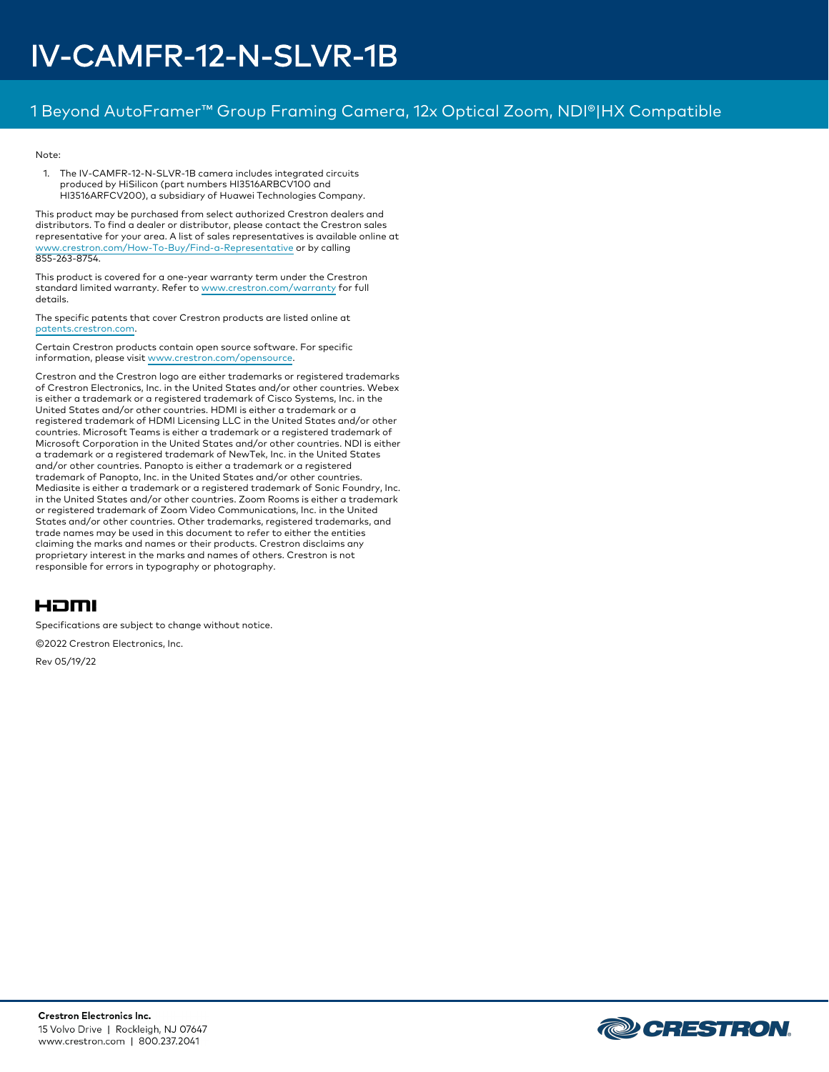# IV-CAMFR-12-N-SLVR-1B

## 1 Beyond AutoFramer™ Group Framing Camera, 12x Optical Zoom, NDI®|HX Compatible

Note:

1. The IV-CAMFR-12-N-SLVR-1B camera includes integrated circuits produced by HiSilicon (part numbers HI3516ARBCV100 and HI3516ARFCV200), a subsidiary of Huawei Technologies Company.

This product may be purchased from select authorized Crestron dealers and distributors. To find a dealer or distributor, please contact the Crestron sales representative for your area. A list of sales representatives is available online at www.crestron.com/How-To-Buy/Find-a-Representative or by calling 855-263-8754.

This product is covered for a one-year warranty term under the Crestron standard limited warranty. Refer to www.crestron.com/warranty for full details.

The specific patents that cover Crestron products are listed online at patents.crestron.com.

Certain Crestron products contain open source software. For specific information, please visit www.crestron.com/opensource.

Crestron and the Crestron logo are either trademarks or registered trademarks of Crestron Electronics, Inc. in the United States and/or other countries. Webex is either a trademark or a registered trademark of Cisco Systems, Inc. in the United States and/or other countries. HDMI is either a trademark or a registered trademark of HDMI Licensing LLC in the United States and/or other countries. Microsoft Teams is either a trademark or a registered trademark of Microsoft Corporation in the United States and/or other countries. NDI is either a trademark or a registered trademark of NewTek, Inc. in the United States and/or other countries. Panopto is either a trademark or a registered trademark of Panopto, Inc. in the United States and/or other countries. Mediasite is either a trademark or a registered trademark of Sonic Foundry, Inc. in the United States and/or other countries. Zoom Rooms is either a trademark or registered trademark of Zoom Video Communications, Inc. in the United States and/or other countries. Other trademarks, registered trademarks, and trade names may be used in this document to refer to either the entities claiming the marks and names or their products. Crestron disclaims any proprietary interest in the marks and names of others. Crestron is not responsible for errors in typography or photography.

HDMI

Specifications are subject to change without notice.

©2022 Crestron Electronics, Inc.

Rev 05/19/22

**Crestron Electronics Inc.**
15 Volvo Drive | Rockleigh, NJ 07647
www.crestron.com | 800.237.2041

CRESTRON